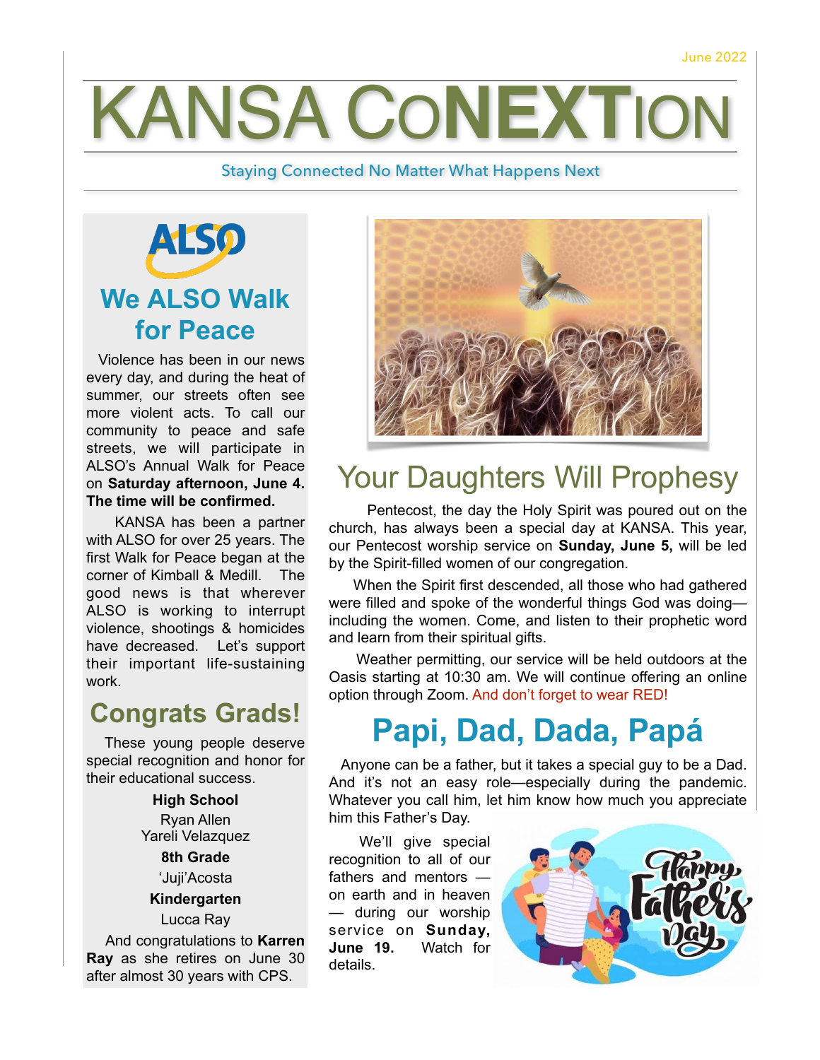June 2022

# KANSA CoNEXTion

Staying Connected No Matter What Happens Next

## We ALSO Walk for Peace

Violence has been in our news every day, and during the heat of summer, our streets often see more violent acts. To call our community to peace and safe streets, we will participate in ALSO's Annual Walk for Peace on **Saturday afternoon, June 4. The time will be confirmed.**

KANSA has been a partner with ALSO for over 25 years. The first Walk for Peace began at the corner of Kimball & Medill. The good news is that wherever ALSO is working to interrupt violence, shootings & homicides have decreased. Let's support their important life-sustaining work.

## Congrats Grads!

These young people deserve special recognition and honor for their educational success.

**High School**
Ryan Allen
Yareli Velazquez

**8th Grade**
'Juji'Acosta

**Kindergarten**
Lucca Ray

And congratulations to **Karren Ray** as she retires on June 30 after almost 30 years with CPS.

## Your Daughters Will Prophesy

Pentecost, the day the Holy Spirit was poured out on the church, has always been a special day at KANSA. This year, our Pentecost worship service on **Sunday, June 5,** will be led by the Spirit-filled women of our congregation.

When the Spirit first descended, all those who had gathered were filled and spoke of the wonderful things God was doing—including the women. Come, and listen to their prophetic word and learn from their spiritual gifts.

Weather permitting, our service will be held outdoors at the Oasis starting at 10:30 am. We will continue offering an online option through Zoom. And don't forget to wear RED!

## Papi, Dad, Dada, Papá

Anyone can be a father, but it takes a special guy to be a Dad. And it's not an easy role—especially during the pandemic. Whatever you call him, let him know how much you appreciate him this Father's Day.

We'll give special recognition to all of our fathers and mentors — on earth and in heaven — during our worship service on **Sunday, June 19.** Watch for details.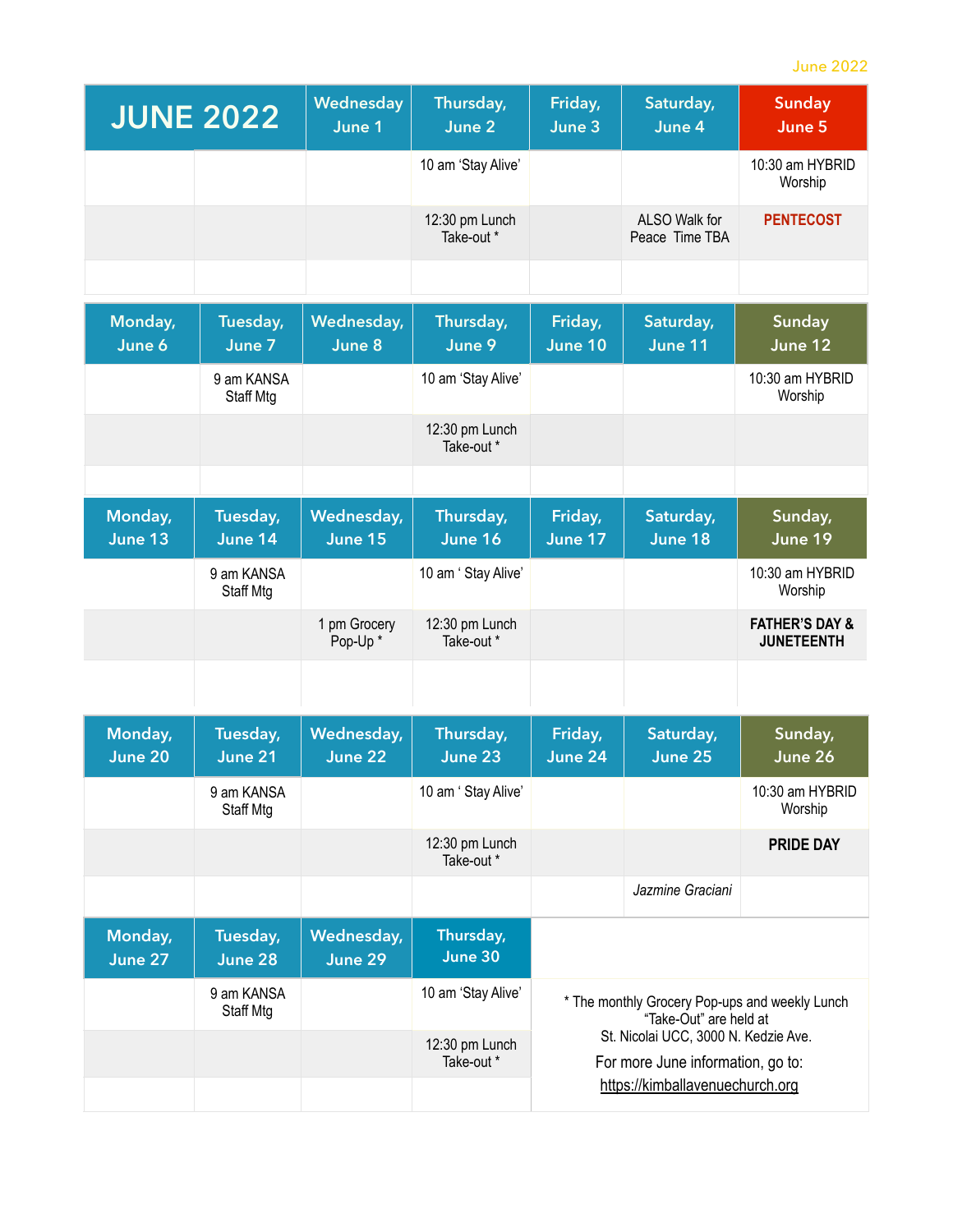June 2022

| JUNE 2022 | | Wednesday June 1 | Thursday, June 2 | Friday, June 3 | Saturday, June 4 | Sunday June 5 |
|---|---|---|---|---|---|---|
| | | | 10 am 'Stay Alive' | | | 10:30 am HYBRID Worship |
| | | | 12:30 pm Lunch Take-out * | | ALSO Walk for Peace Time TBA | PENTECOST |
| | | | | | | |

| Monday, June 6 | Tuesday, June 7 | Wednesday, June 8 | Thursday, June 9 | Friday, June 10 | Saturday, June 11 | Sunday June 12 |
|---|---|---|---|---|---|---|
| | 9 am KANSA Staff Mtg | | 10 am 'Stay Alive' | | | 10:30 am HYBRID Worship |
| | | | 12:30 pm Lunch Take-out * | | | |
| | | | | | | |

| Monday, June 13 | Tuesday, June 14 | Wednesday, June 15 | Thursday, June 16 | Friday, June 17 | Saturday, June 18 | Sunday, June 19 |
|---|---|---|---|---|---|---|
| | 9 am KANSA Staff Mtg | | 10 am ' Stay Alive' | | | 10:30 am HYBRID Worship |
| | | 1 pm Grocery Pop-Up * | 12:30 pm Lunch Take-out * | | | **FATHER'S DAY & JUNETEENTH** |
| | | | | | | |

| Monday, June 20 | Tuesday, June 21 | Wednesday, June 22 | Thursday, June 23 | Friday, June 24 | Saturday, June 25 | Sunday, June 26 |
|---|---|---|---|---|---|---|
| | 9 am KANSA Staff Mtg | | 10 am ' Stay Alive' | | | 10:30 am HYBRID Worship |
| | | | 12:30 pm Lunch Take-out * | | | **PRIDE DAY** |
| | | | | | *Jazmine Graciani* | |

| Monday, June 27 | Tuesday, June 28 | Wednesday, June 29 | Thursday, June 30 |
|---|---|---|---|
| | 9 am KANSA Staff Mtg | | 10 am 'Stay Alive' |
| | | | 12:30 pm Lunch Take-out * |
| | | | |

* The monthly Grocery Pop-ups and weekly Lunch "Take-Out" are held at St. Nicolai UCC, 3000 N. Kedzie Ave.

For more June information, go to: https://kimballavenuechurch.org